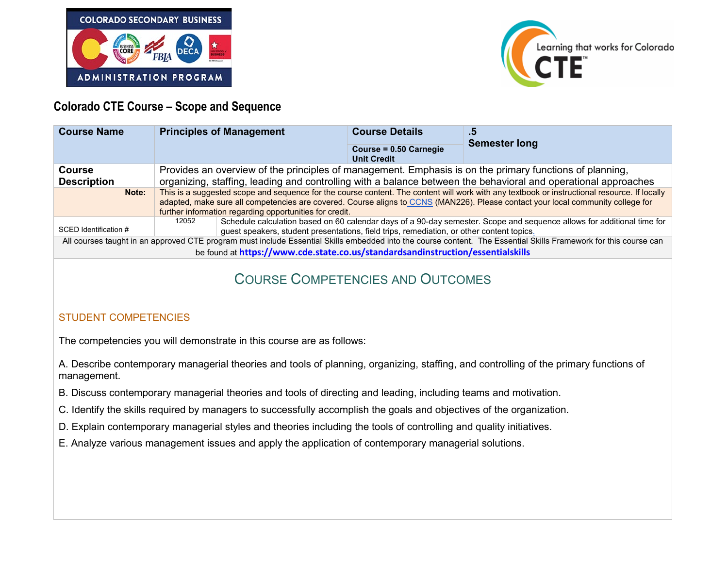## Colorado CTE Course – Scope and Sequence

| Course Name | Principles of Management | Course Details | .5 Semester long |
|---|---|---|---|
| | | Course = 0.50 Carnegie Unit Credit | |
| Course Description | Provides an overview of the principles of management. Emphasis is on the primary functions of planning, organizing, staffing, leading and controlling with a balance between the behavioral and operational approaches | | |
| Note: | This is a suggested scope and sequence for the course content. The content will work with any textbook or instructional resource. If locally adapted, make sure all competencies are covered. Course aligns to CCNS (MAN226). Please contact your local community college for further information regarding opportunities for credit. | | |
| SCED Identification # | 12052 | Schedule calculation based on 60 calendar days of a 90-day semester. Scope and sequence allows for additional time for guest speakers, student presentations, field trips, remediation, or other content topics. | |

All courses taught in an approved CTE program must include Essential Skills embedded into the course content. The Essential Skills Framework for this course can be found at **https://www.cde.state.co.us/standardsandinstruction/essentialskills**

# Course Competencies and Outcomes

## STUDENT COMPETENCIES

The competencies you will demonstrate in this course are as follows:

A. Describe contemporary managerial theories and tools of planning, organizing, staffing, and controlling of the primary functions of management.

B. Discuss contemporary managerial theories and tools of directing and leading, including teams and motivation.

C. Identify the skills required by managers to successfully accomplish the goals and objectives of the organization.

D. Explain contemporary managerial styles and theories including the tools of controlling and quality initiatives.

E. Analyze various management issues and apply the application of contemporary managerial solutions.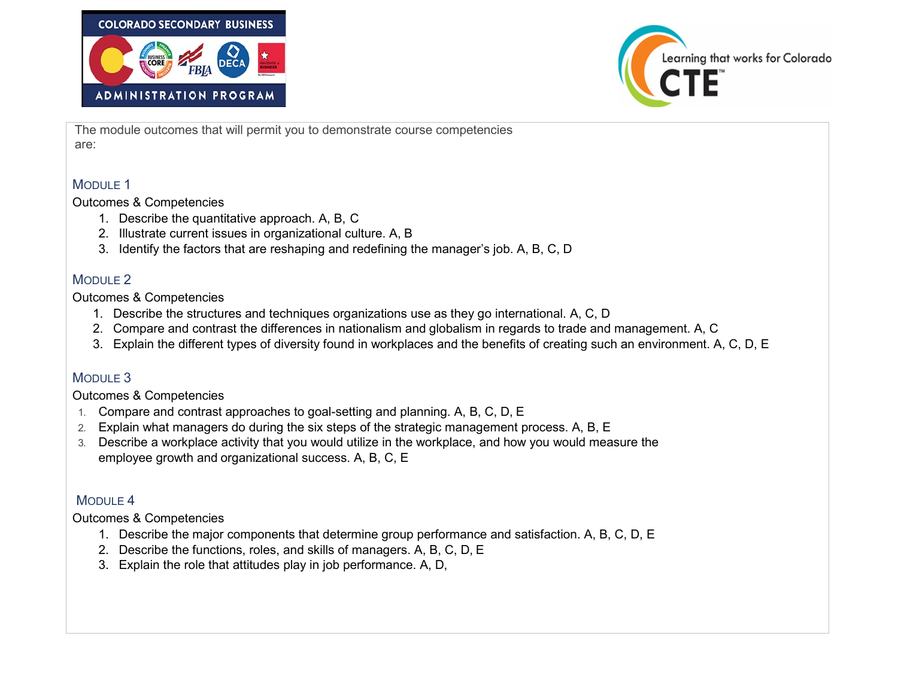The module outcomes that will permit you to demonstrate course competencies are:

## Module 1

Outcomes & Competencies

1. Describe the quantitative approach. A, B, C
2. Illustrate current issues in organizational culture. A, B
3. Identify the factors that are reshaping and redefining the manager's job. A, B, C, D

## Module 2

Outcomes & Competencies

1. Describe the structures and techniques organizations use as they go international. A, C, D
2. Compare and contrast the differences in nationalism and globalism in regards to trade and management. A, C
3. Explain the different types of diversity found in workplaces and the benefits of creating such an environment. A, C, D, E

## Module 3

Outcomes & Competencies

1. Compare and contrast approaches to goal-setting and planning. A, B, C, D, E
2. Explain what managers do during the six steps of the strategic management process. A, B, E
3. Describe a workplace activity that you would utilize in the workplace, and how you would measure the employee growth and organizational success. A, B, C, E

## Module 4

Outcomes & Competencies

1. Describe the major components that determine group performance and satisfaction. A, B, C, D, E
2. Describe the functions, roles, and skills of managers. A, B, C, D, E
3. Explain the role that attitudes play in job performance. A, D,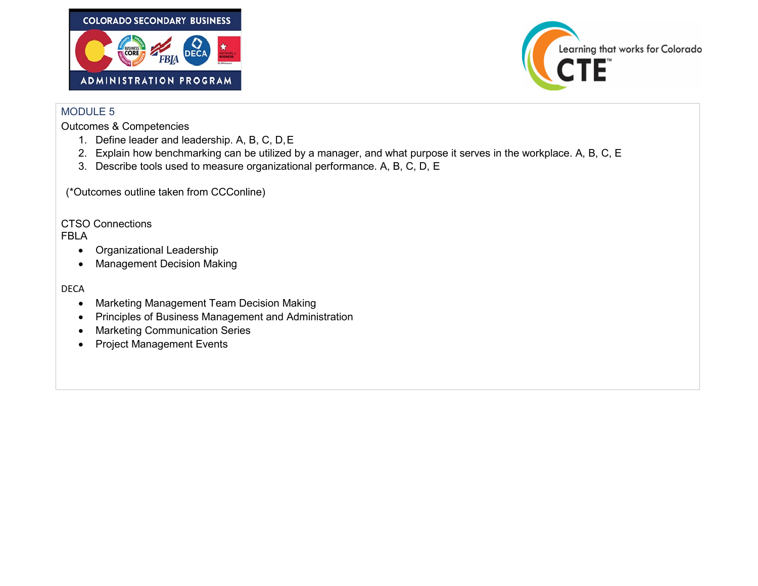## MODULE 5

Outcomes & Competencies

1. Define leader and leadership. A, B, C, D, E
2. Explain how benchmarking can be utilized by a manager, and what purpose it serves in the workplace. A, B, C, E
3. Describe tools used to measure organizational performance. A, B, C, D, E

(*Outcomes outline taken from CCConline)

CTSO Connections

FBLA

- Organizational Leadership
- Management Decision Making

DECA

- Marketing Management Team Decision Making
- Principles of Business Management and Administration
- Marketing Communication Series
- Project Management Events